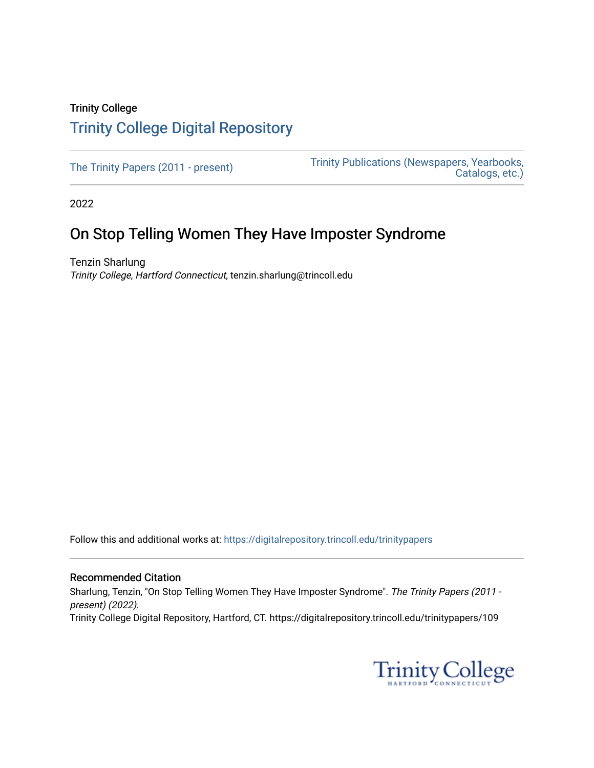Trinity College

# Trinity College Digital Repository

The Trinity Papers (2011 - present)

Trinity Publications (Newspapers, Yearbooks, Catalogs, etc.)

2022

## On Stop Telling Women They Have Imposter Syndrome

Tenzin Sharlung
*Trinity College, Hartford Connecticut*, tenzin.sharlung@trincoll.edu

Follow this and additional works at: https://digitalrepository.trincoll.edu/trinitypapers

### Recommended Citation

Sharlung, Tenzin, "On Stop Telling Women They Have Imposter Syndrome". *The Trinity Papers (2011 - present) (2022).*
Trinity College Digital Repository, Hartford, CT. https://digitalrepository.trincoll.edu/trinitypapers/109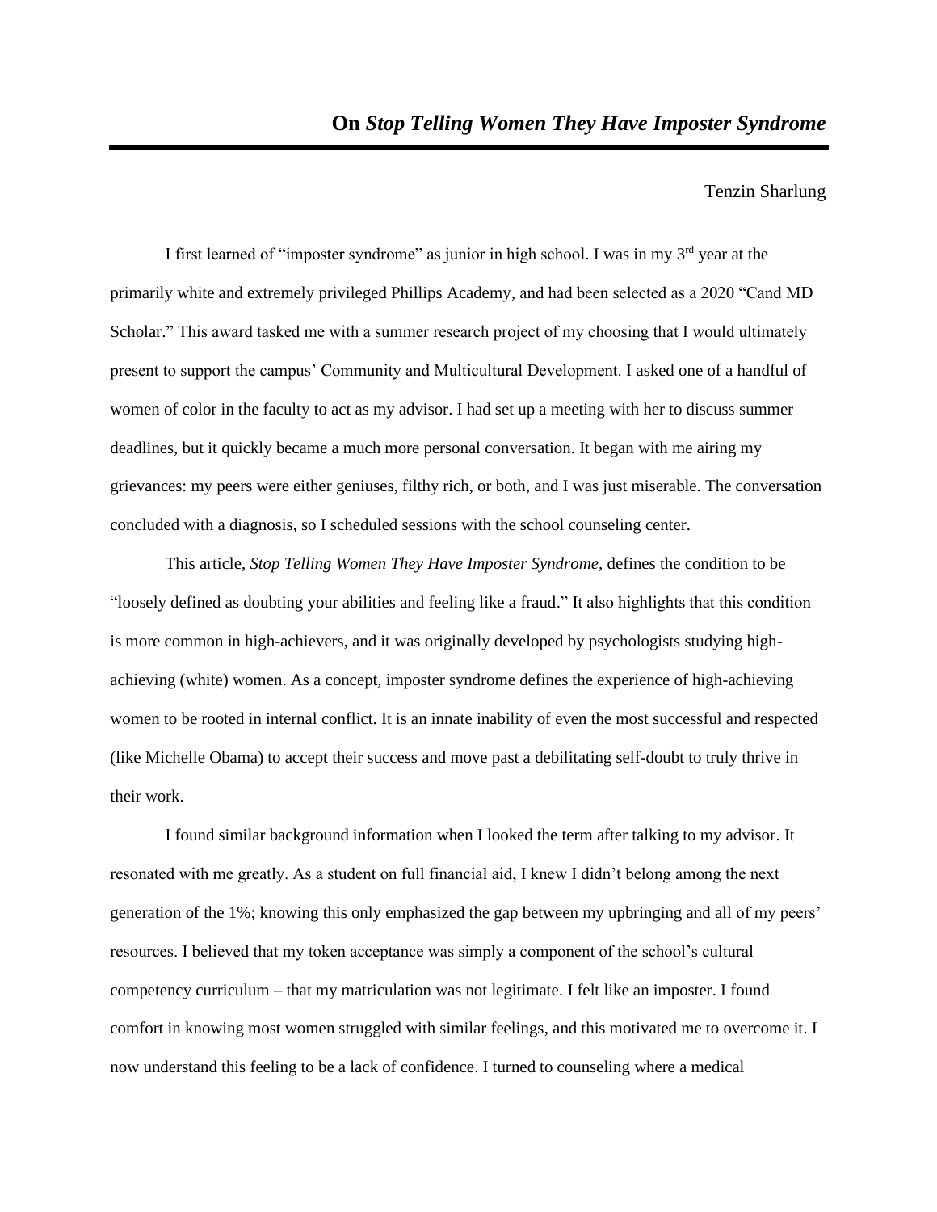# On *Stop Telling Women They Have Imposter Syndrome*

Tenzin Sharlung

I first learned of "imposter syndrome" as junior in high school. I was in my 3rd year at the primarily white and extremely privileged Phillips Academy, and had been selected as a 2020 "Cand MD Scholar." This award tasked me with a summer research project of my choosing that I would ultimately present to support the campus' Community and Multicultural Development. I asked one of a handful of women of color in the faculty to act as my advisor. I had set up a meeting with her to discuss summer deadlines, but it quickly became a much more personal conversation. It began with me airing my grievances: my peers were either geniuses, filthy rich, or both, and I was just miserable. The conversation concluded with a diagnosis, so I scheduled sessions with the school counseling center.

This article, *Stop Telling Women They Have Imposter Syndrome,* defines the condition to be "loosely defined as doubting your abilities and feeling like a fraud." It also highlights that this condition is more common in high-achievers, and it was originally developed by psychologists studying high-achieving (white) women. As a concept, imposter syndrome defines the experience of high-achieving women to be rooted in internal conflict. It is an innate inability of even the most successful and respected (like Michelle Obama) to accept their success and move past a debilitating self-doubt to truly thrive in their work.

I found similar background information when I looked the term after talking to my advisor. It resonated with me greatly. As a student on full financial aid, I knew I didn't belong among the next generation of the 1%; knowing this only emphasized the gap between my upbringing and all of my peers' resources. I believed that my token acceptance was simply a component of the school's cultural competency curriculum – that my matriculation was not legitimate. I felt like an imposter. I found comfort in knowing most women struggled with similar feelings, and this motivated me to overcome it. I now understand this feeling to be a lack of confidence. I turned to counseling where a medical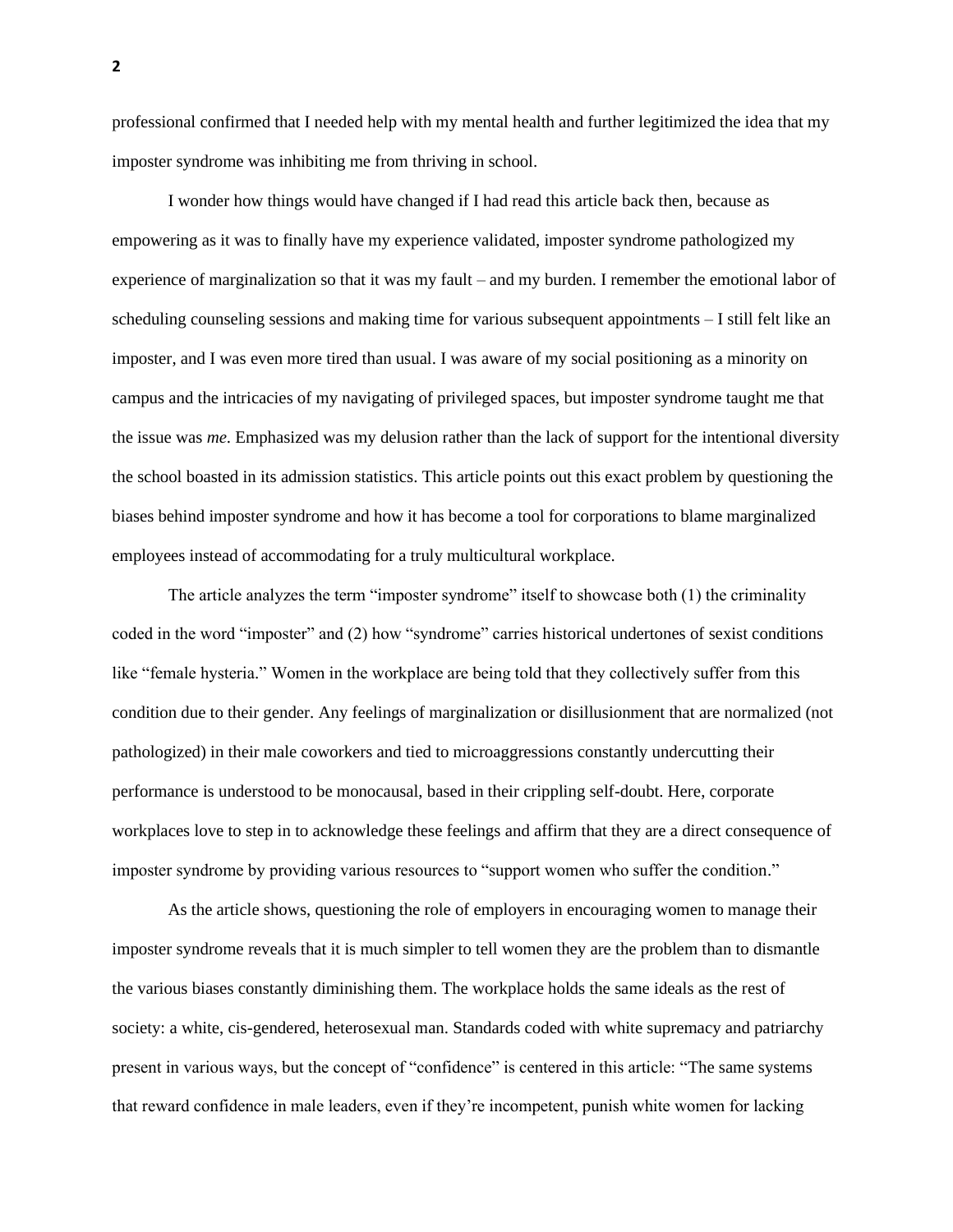professional confirmed that I needed help with my mental health and further legitimized the idea that my imposter syndrome was inhibiting me from thriving in school.

I wonder how things would have changed if I had read this article back then, because as empowering as it was to finally have my experience validated, imposter syndrome pathologized my experience of marginalization so that it was my fault – and my burden. I remember the emotional labor of scheduling counseling sessions and making time for various subsequent appointments – I still felt like an imposter, and I was even more tired than usual. I was aware of my social positioning as a minority on campus and the intricacies of my navigating of privileged spaces, but imposter syndrome taught me that the issue was *me*. Emphasized was my delusion rather than the lack of support for the intentional diversity the school boasted in its admission statistics. This article points out this exact problem by questioning the biases behind imposter syndrome and how it has become a tool for corporations to blame marginalized employees instead of accommodating for a truly multicultural workplace.

The article analyzes the term "imposter syndrome" itself to showcase both (1) the criminality coded in the word "imposter" and (2) how "syndrome" carries historical undertones of sexist conditions like "female hysteria." Women in the workplace are being told that they collectively suffer from this condition due to their gender. Any feelings of marginalization or disillusionment that are normalized (not pathologized) in their male coworkers and tied to microaggressions constantly undercutting their performance is understood to be monocausal, based in their crippling self-doubt. Here, corporate workplaces love to step in to acknowledge these feelings and affirm that they are a direct consequence of imposter syndrome by providing various resources to "support women who suffer the condition."

As the article shows, questioning the role of employers in encouraging women to manage their imposter syndrome reveals that it is much simpler to tell women they are the problem than to dismantle the various biases constantly diminishing them. The workplace holds the same ideals as the rest of society: a white, cis-gendered, heterosexual man. Standards coded with white supremacy and patriarchy present in various ways, but the concept of "confidence" is centered in this article: "The same systems that reward confidence in male leaders, even if they're incompetent, punish white women for lacking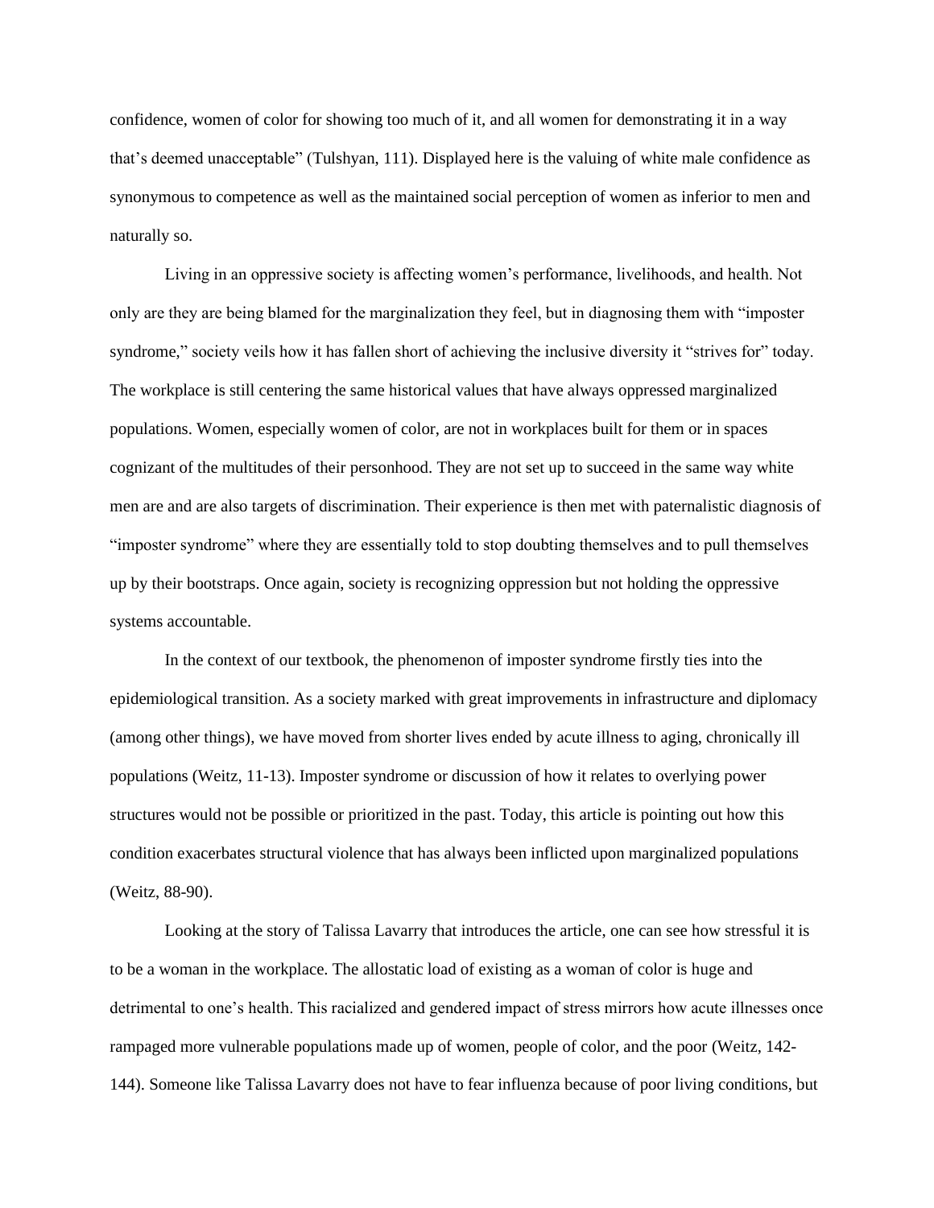confidence, women of color for showing too much of it, and all women for demonstrating it in a way that's deemed unacceptable" (Tulshyan, 111). Displayed here is the valuing of white male confidence as synonymous to competence as well as the maintained social perception of women as inferior to men and naturally so.

Living in an oppressive society is affecting women's performance, livelihoods, and health. Not only are they are being blamed for the marginalization they feel, but in diagnosing them with "imposter syndrome," society veils how it has fallen short of achieving the inclusive diversity it "strives for" today. The workplace is still centering the same historical values that have always oppressed marginalized populations. Women, especially women of color, are not in workplaces built for them or in spaces cognizant of the multitudes of their personhood. They are not set up to succeed in the same way white men are and are also targets of discrimination. Their experience is then met with paternalistic diagnosis of "imposter syndrome" where they are essentially told to stop doubting themselves and to pull themselves up by their bootstraps. Once again, society is recognizing oppression but not holding the oppressive systems accountable.

In the context of our textbook, the phenomenon of imposter syndrome firstly ties into the epidemiological transition. As a society marked with great improvements in infrastructure and diplomacy (among other things), we have moved from shorter lives ended by acute illness to aging, chronically ill populations (Weitz, 11-13). Imposter syndrome or discussion of how it relates to overlying power structures would not be possible or prioritized in the past. Today, this article is pointing out how this condition exacerbates structural violence that has always been inflicted upon marginalized populations (Weitz, 88-90).

Looking at the story of Talissa Lavarry that introduces the article, one can see how stressful it is to be a woman in the workplace. The allostatic load of existing as a woman of color is huge and detrimental to one's health. This racialized and gendered impact of stress mirrors how acute illnesses once rampaged more vulnerable populations made up of women, people of color, and the poor (Weitz, 142-144). Someone like Talissa Lavarry does not have to fear influenza because of poor living conditions, but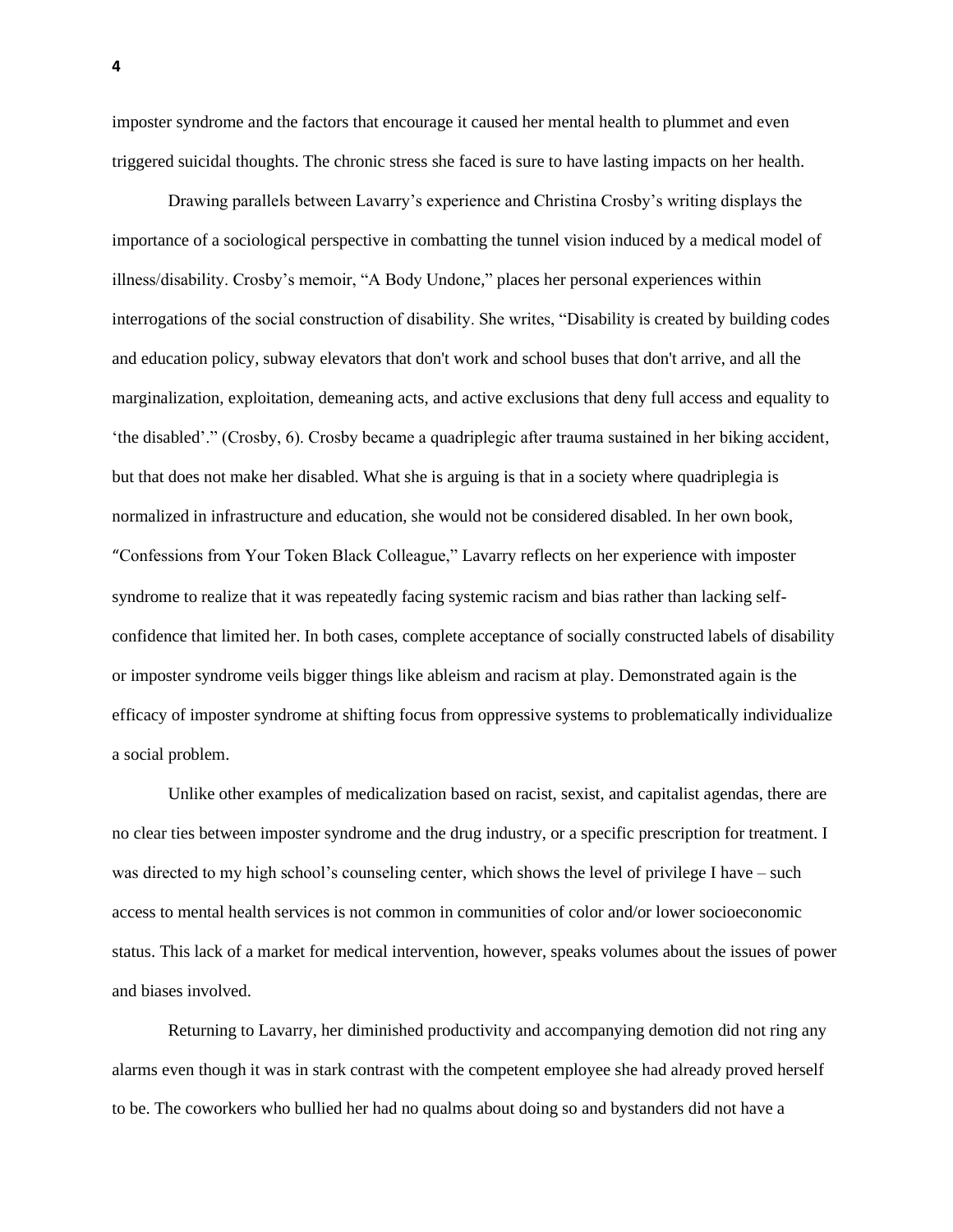imposter syndrome and the factors that encourage it caused her mental health to plummet and even triggered suicidal thoughts. The chronic stress she faced is sure to have lasting impacts on her health.

Drawing parallels between Lavarry's experience and Christina Crosby's writing displays the importance of a sociological perspective in combatting the tunnel vision induced by a medical model of illness/disability. Crosby's memoir, "A Body Undone," places her personal experiences within interrogations of the social construction of disability. She writes, "Disability is created by building codes and education policy, subway elevators that don't work and school buses that don't arrive, and all the marginalization, exploitation, demeaning acts, and active exclusions that deny full access and equality to 'the disabled'." (Crosby, 6). Crosby became a quadriplegic after trauma sustained in her biking accident, but that does not make her disabled. What she is arguing is that in a society where quadriplegia is normalized in infrastructure and education, she would not be considered disabled. In her own book, "Confessions from Your Token Black Colleague," Lavarry reflects on her experience with imposter syndrome to realize that it was repeatedly facing systemic racism and bias rather than lacking self-confidence that limited her. In both cases, complete acceptance of socially constructed labels of disability or imposter syndrome veils bigger things like ableism and racism at play. Demonstrated again is the efficacy of imposter syndrome at shifting focus from oppressive systems to problematically individualize a social problem.

Unlike other examples of medicalization based on racist, sexist, and capitalist agendas, there are no clear ties between imposter syndrome and the drug industry, or a specific prescription for treatment. I was directed to my high school's counseling center, which shows the level of privilege I have – such access to mental health services is not common in communities of color and/or lower socioeconomic status. This lack of a market for medical intervention, however, speaks volumes about the issues of power and biases involved.

Returning to Lavarry, her diminished productivity and accompanying demotion did not ring any alarms even though it was in stark contrast with the competent employee she had already proved herself to be. The coworkers who bullied her had no qualms about doing so and bystanders did not have a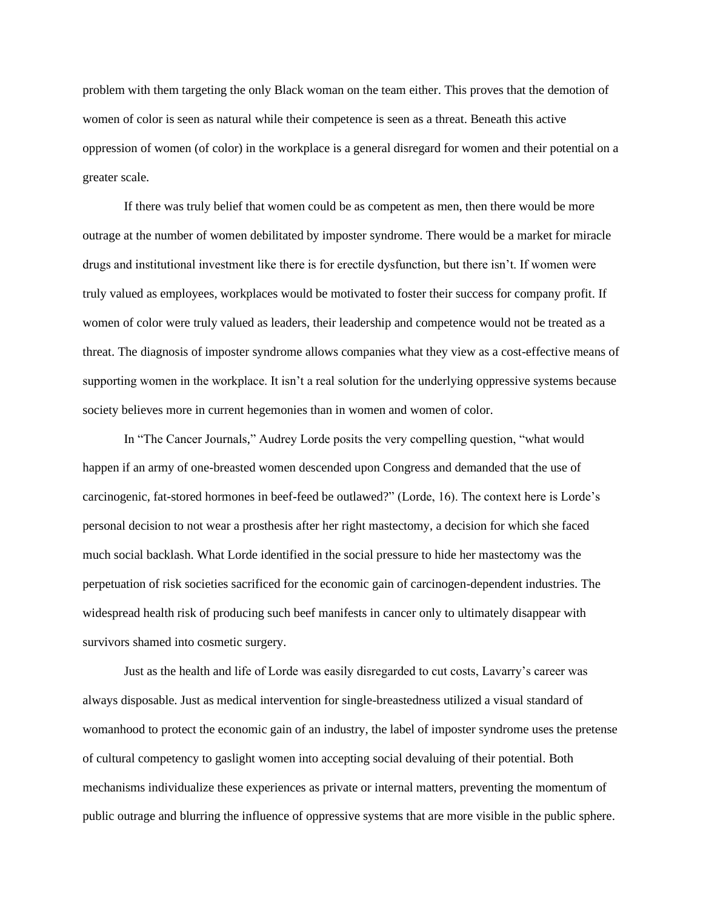problem with them targeting the only Black woman on the team either. This proves that the demotion of women of color is seen as natural while their competence is seen as a threat. Beneath this active oppression of women (of color) in the workplace is a general disregard for women and their potential on a greater scale.

If there was truly belief that women could be as competent as men, then there would be more outrage at the number of women debilitated by imposter syndrome. There would be a market for miracle drugs and institutional investment like there is for erectile dysfunction, but there isn't. If women were truly valued as employees, workplaces would be motivated to foster their success for company profit. If women of color were truly valued as leaders, their leadership and competence would not be treated as a threat. The diagnosis of imposter syndrome allows companies what they view as a cost-effective means of supporting women in the workplace. It isn't a real solution for the underlying oppressive systems because society believes more in current hegemonies than in women and women of color.

In "The Cancer Journals," Audrey Lorde posits the very compelling question, "what would happen if an army of one-breasted women descended upon Congress and demanded that the use of carcinogenic, fat-stored hormones in beef-feed be outlawed?" (Lorde, 16). The context here is Lorde's personal decision to not wear a prosthesis after her right mastectomy, a decision for which she faced much social backlash. What Lorde identified in the social pressure to hide her mastectomy was the perpetuation of risk societies sacrificed for the economic gain of carcinogen-dependent industries. The widespread health risk of producing such beef manifests in cancer only to ultimately disappear with survivors shamed into cosmetic surgery.

Just as the health and life of Lorde was easily disregarded to cut costs, Lavarry's career was always disposable. Just as medical intervention for single-breastedness utilized a visual standard of womanhood to protect the economic gain of an industry, the label of imposter syndrome uses the pretense of cultural competency to gaslight women into accepting social devaluing of their potential. Both mechanisms individualize these experiences as private or internal matters, preventing the momentum of public outrage and blurring the influence of oppressive systems that are more visible in the public sphere.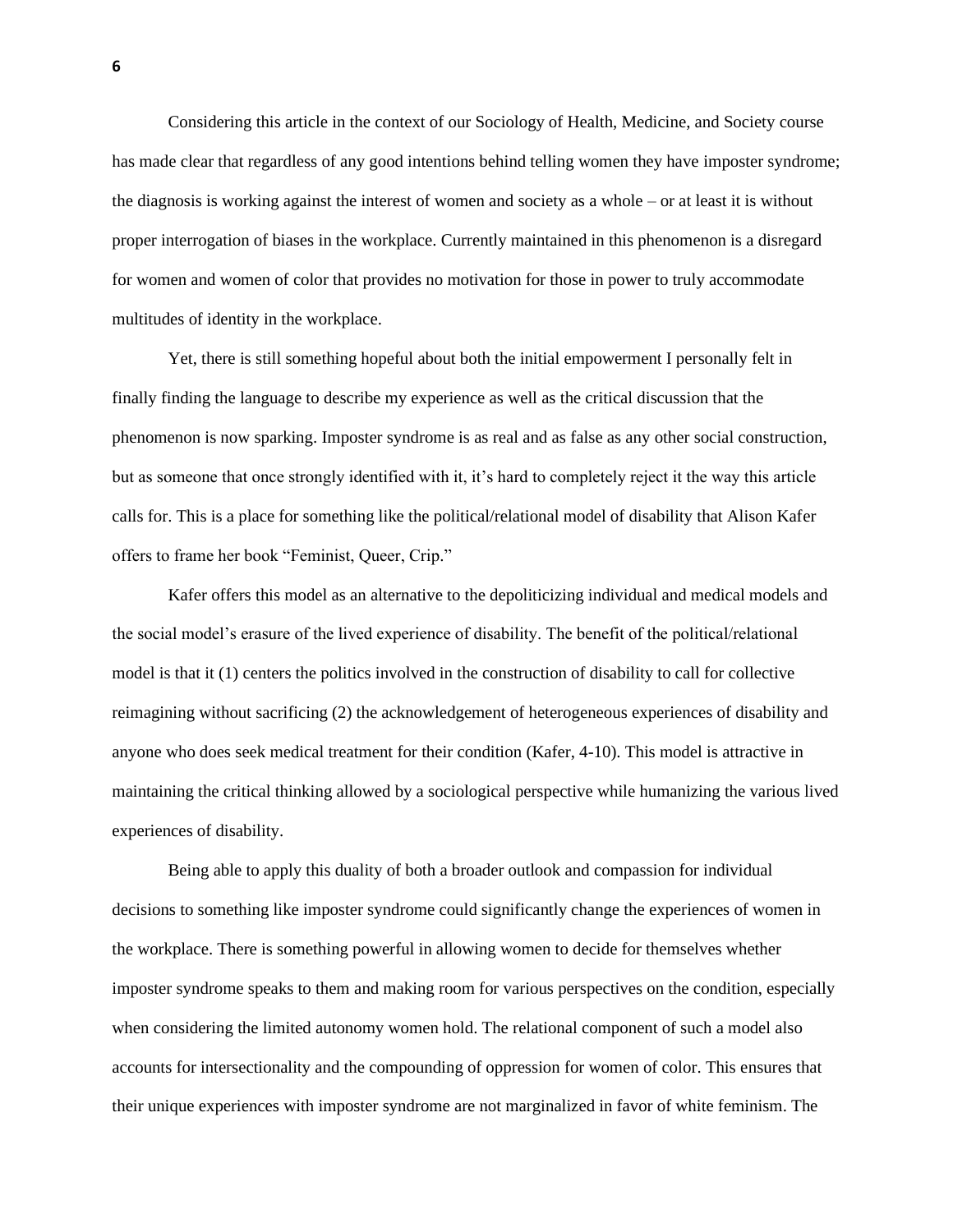Considering this article in the context of our Sociology of Health, Medicine, and Society course has made clear that regardless of any good intentions behind telling women they have imposter syndrome; the diagnosis is working against the interest of women and society as a whole – or at least it is without proper interrogation of biases in the workplace. Currently maintained in this phenomenon is a disregard for women and women of color that provides no motivation for those in power to truly accommodate multitudes of identity in the workplace.

Yet, there is still something hopeful about both the initial empowerment I personally felt in finally finding the language to describe my experience as well as the critical discussion that the phenomenon is now sparking. Imposter syndrome is as real and as false as any other social construction, but as someone that once strongly identified with it, it's hard to completely reject it the way this article calls for. This is a place for something like the political/relational model of disability that Alison Kafer offers to frame her book "Feminist, Queer, Crip."

Kafer offers this model as an alternative to the depoliticizing individual and medical models and the social model's erasure of the lived experience of disability. The benefit of the political/relational model is that it (1) centers the politics involved in the construction of disability to call for collective reimagining without sacrificing (2) the acknowledgement of heterogeneous experiences of disability and anyone who does seek medical treatment for their condition (Kafer, 4-10). This model is attractive in maintaining the critical thinking allowed by a sociological perspective while humanizing the various lived experiences of disability.

Being able to apply this duality of both a broader outlook and compassion for individual decisions to something like imposter syndrome could significantly change the experiences of women in the workplace. There is something powerful in allowing women to decide for themselves whether imposter syndrome speaks to them and making room for various perspectives on the condition, especially when considering the limited autonomy women hold. The relational component of such a model also accounts for intersectionality and the compounding of oppression for women of color. This ensures that their unique experiences with imposter syndrome are not marginalized in favor of white feminism. The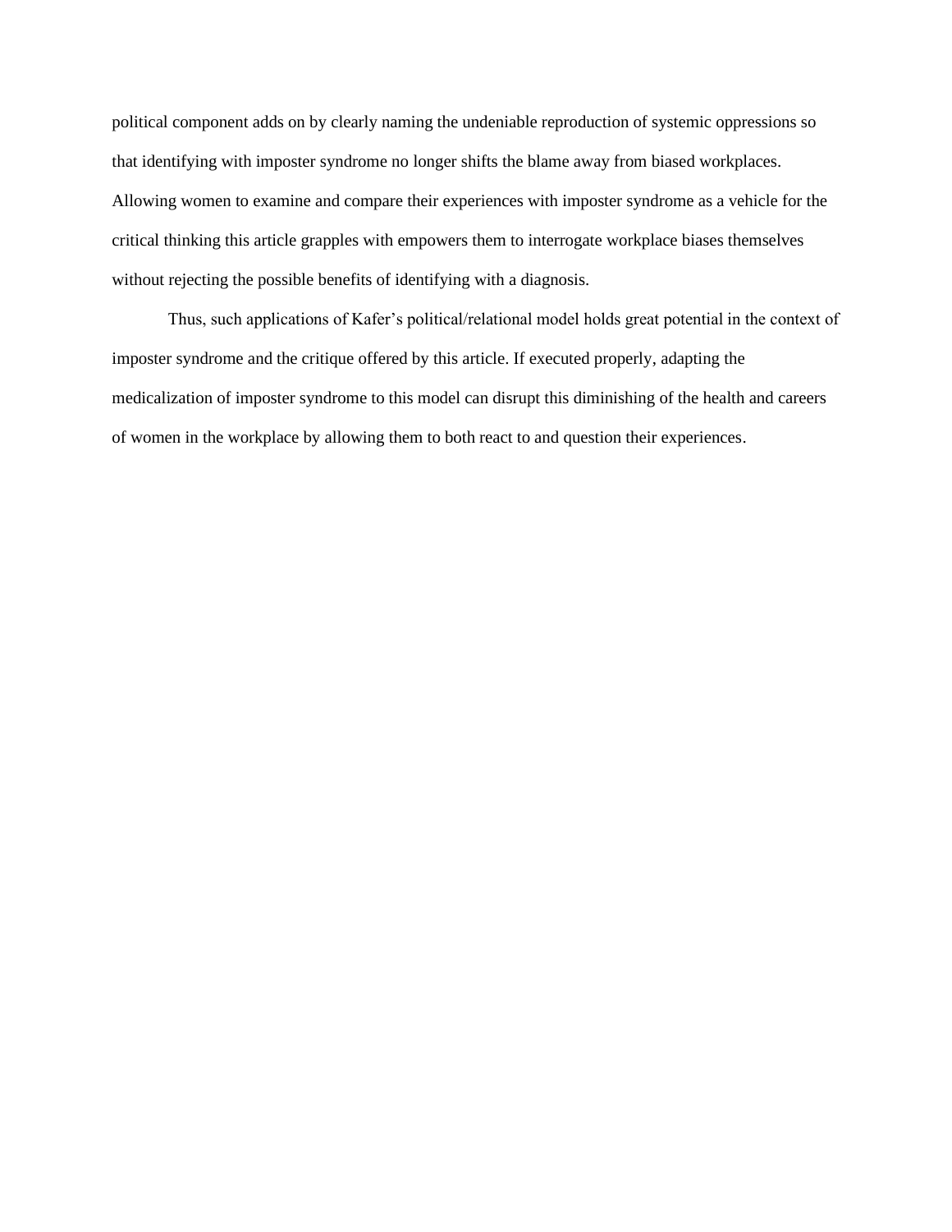political component adds on by clearly naming the undeniable reproduction of systemic oppressions so that identifying with imposter syndrome no longer shifts the blame away from biased workplaces. Allowing women to examine and compare their experiences with imposter syndrome as a vehicle for the critical thinking this article grapples with empowers them to interrogate workplace biases themselves without rejecting the possible benefits of identifying with a diagnosis.

Thus, such applications of Kafer's political/relational model holds great potential in the context of imposter syndrome and the critique offered by this article. If executed properly, adapting the medicalization of imposter syndrome to this model can disrupt this diminishing of the health and careers of women in the workplace by allowing them to both react to and question their experiences.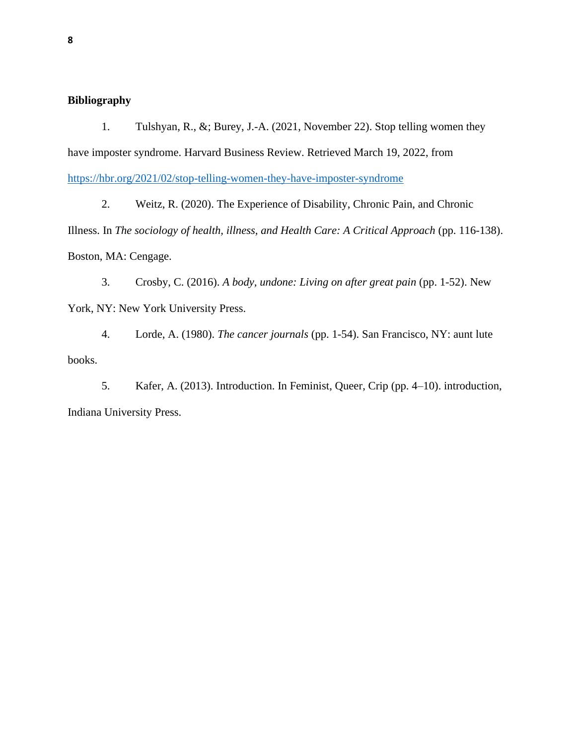**Bibliography**

1. Tulshyan, R., &; Burey, J.-A. (2021, November 22). Stop telling women they have imposter syndrome. Harvard Business Review. Retrieved March 19, 2022, from https://hbr.org/2021/02/stop-telling-women-they-have-imposter-syndrome

2. Weitz, R. (2020). The Experience of Disability, Chronic Pain, and Chronic Illness. In *The sociology of health, illness, and Health Care: A Critical Approach* (pp. 116-138). Boston, MA: Cengage.

3. Crosby, C. (2016). *A body, undone: Living on after great pain* (pp. 1-52). New York, NY: New York University Press.

4. Lorde, A. (1980). *The cancer journals* (pp. 1-54). San Francisco, NY: aunt lute books.

5. Kafer, A. (2013). Introduction. In Feminist, Queer, Crip (pp. 4–10). introduction, Indiana University Press.